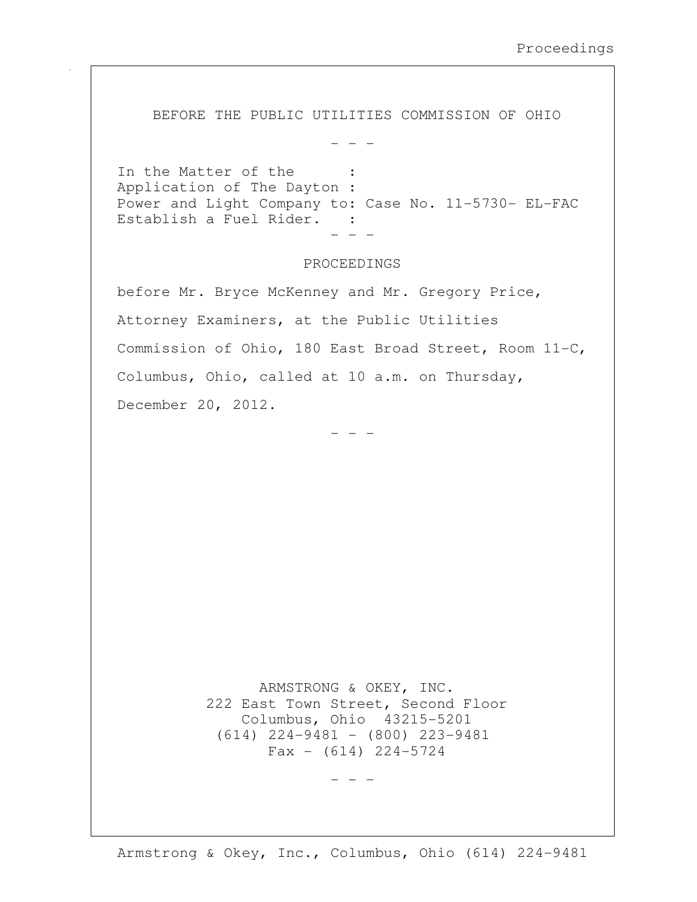BEFORE THE PUBLIC UTILITIES COMMISSION OF OHIO

- - -

In the Matter of the :
Application of The Dayton :
Power and Light Company to: Case No. 11-5730- EL-FAC
Establish a Fuel Rider. :

- - -

PROCEEDINGS

before Mr. Bryce McKenney and Mr. Gregory Price, Attorney Examiners, at the Public Utilities Commission of Ohio, 180 East Broad Street, Room 11-C, Columbus, Ohio, called at 10 a.m. on Thursday, December 20, 2012.

- - -

ARMSTRONG & OKEY, INC.
222 East Town Street, Second Floor
Columbus, Ohio 43215-5201
(614) 224-9481 - (800) 223-9481
Fax - (614) 224-5724

- - -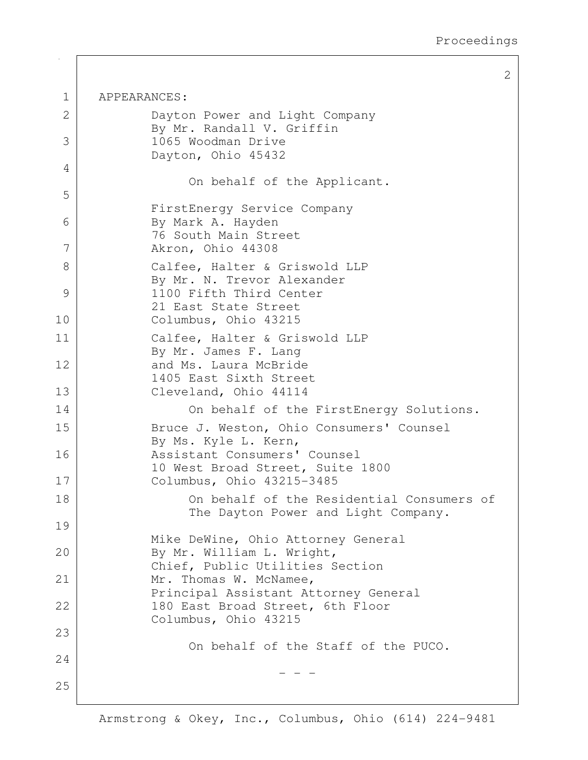APPEARANCES:

Dayton Power and Light Company
By Mr. Randall V. Griffin
1065 Woodman Drive
Dayton, Ohio 45432

On behalf of the Applicant.

FirstEnergy Service Company
By Mark A. Hayden
76 South Main Street
Akron, Ohio 44308

Calfee, Halter & Griswold LLP
By Mr. N. Trevor Alexander
1100 Fifth Third Center
21 East State Street
Columbus, Ohio 43215

Calfee, Halter & Griswold LLP
By Mr. James F. Lang
and Ms. Laura McBride
1405 East Sixth Street
Cleveland, Ohio 44114

On behalf of the FirstEnergy Solutions.

Bruce J. Weston, Ohio Consumers' Counsel
By Ms. Kyle L. Kern,
Assistant Consumers' Counsel
10 West Broad Street, Suite 1800
Columbus, Ohio 43215-3485

On behalf of the Residential Consumers of The Dayton Power and Light Company.

Mike DeWine, Ohio Attorney General
By Mr. William L. Wright,
Chief, Public Utilities Section
Mr. Thomas W. McNamee,
Principal Assistant Attorney General
180 East Broad Street, 6th Floor
Columbus, Ohio 43215

On behalf of the Staff of the PUCO.

\- - -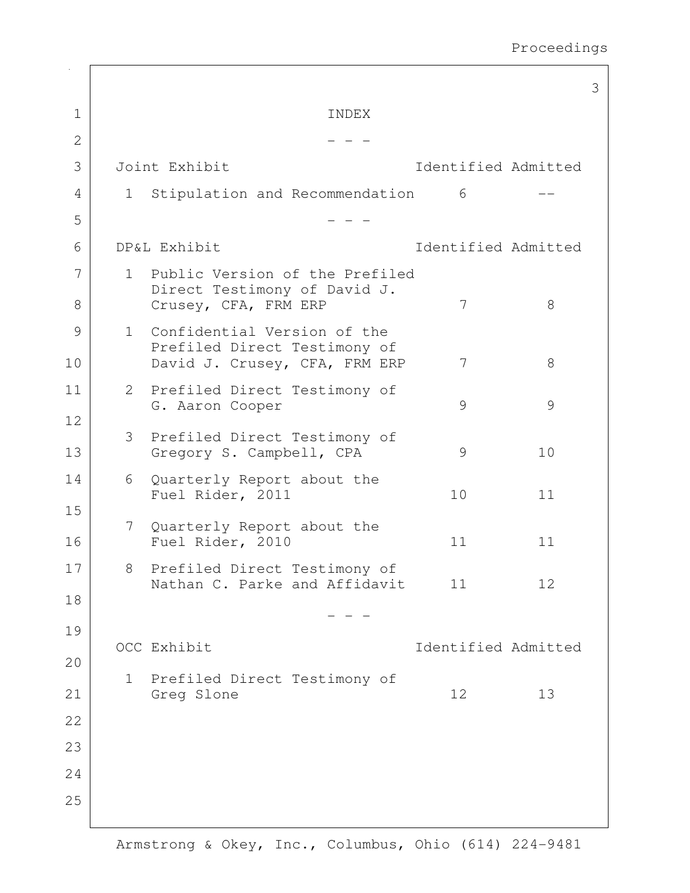# INDEX

- - -

| Joint Exhibit | | Identified | Admitted |
|---|---|---|---|
| 1 | Stipulation and Recommendation | 6 | -- |

- - -

| DP&L Exhibit | | Identified | Admitted |
|---|---|---|---|
| 1 | Public Version of the Prefiled Direct Testimony of David J. Crusey, CFA, FRM ERP | 7 | 8 |
| 1 | Confidential Version of the Prefiled Direct Testimony of David J. Crusey, CFA, FRM ERP | 7 | 8 |
| 2 | Prefiled Direct Testimony of G. Aaron Cooper | 9 | 9 |
| 3 | Prefiled Direct Testimony of Gregory S. Campbell, CPA | 9 | 10 |
| 6 | Quarterly Report about the Fuel Rider, 2011 | 10 | 11 |
| 7 | Quarterly Report about the Fuel Rider, 2010 | 11 | 11 |
| 8 | Prefiled Direct Testimony of Nathan C. Parke and Affidavit | 11 | 12 |

- - -

| OCC Exhibit | | Identified | Admitted |
|---|---|---|---|
| 1 | Prefiled Direct Testimony of Greg Slone | 12 | 13 |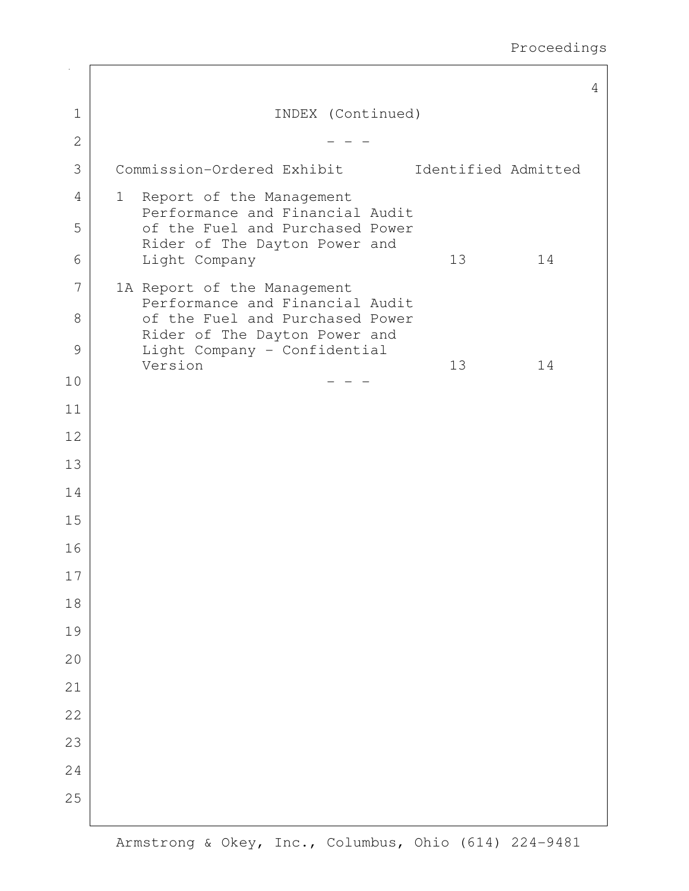INDEX (Continued)

- - -

| Commission-Ordered Exhibit | Identified | Admitted |
| --- | --- | --- |
| 1 Report of the Management Performance and Financial Audit of the Fuel and Purchased Power Rider of The Dayton Power and Light Company | 13 | 14 |
| 1A Report of the Management Performance and Financial Audit of the Fuel and Purchased Power Rider of The Dayton Power and Light Company - Confidential Version | 13 | 14 |

- - -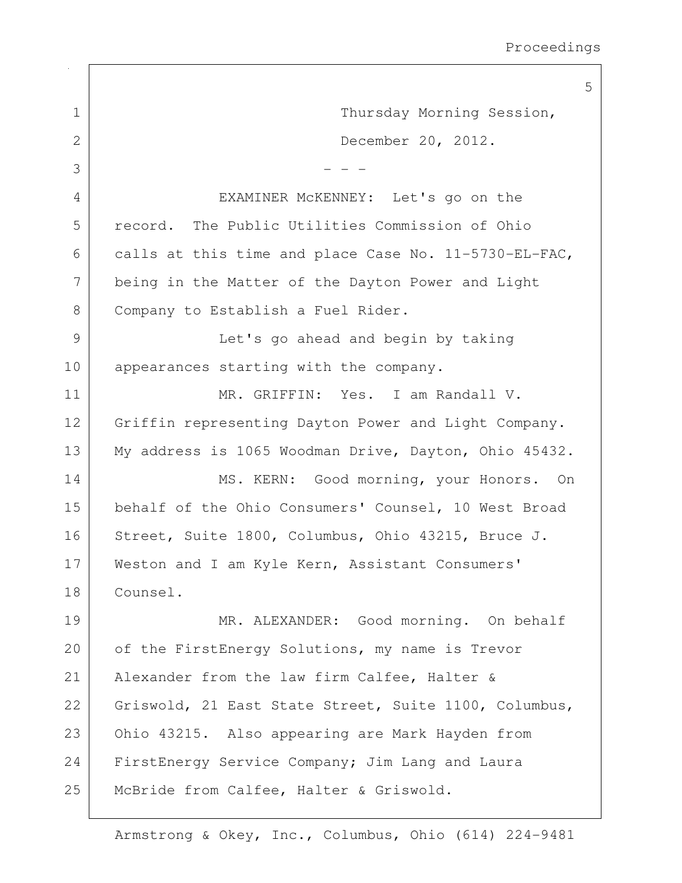Thursday Morning Session,

December 20, 2012.

- - -

EXAMINER McKENNEY: Let's go on the record. The Public Utilities Commission of Ohio calls at this time and place Case No. 11-5730-EL-FAC, being in the Matter of the Dayton Power and Light Company to Establish a Fuel Rider.

Let's go ahead and begin by taking appearances starting with the company.

MR. GRIFFIN: Yes. I am Randall V. Griffin representing Dayton Power and Light Company. My address is 1065 Woodman Drive, Dayton, Ohio 45432.

MS. KERN: Good morning, your Honors. On behalf of the Ohio Consumers' Counsel, 10 West Broad Street, Suite 1800, Columbus, Ohio 43215, Bruce J. Weston and I am Kyle Kern, Assistant Consumers' Counsel.

MR. ALEXANDER: Good morning. On behalf of the FirstEnergy Solutions, my name is Trevor Alexander from the law firm Calfee, Halter & Griswold, 21 East State Street, Suite 1100, Columbus, Ohio 43215. Also appearing are Mark Hayden from FirstEnergy Service Company; Jim Lang and Laura McBride from Calfee, Halter & Griswold.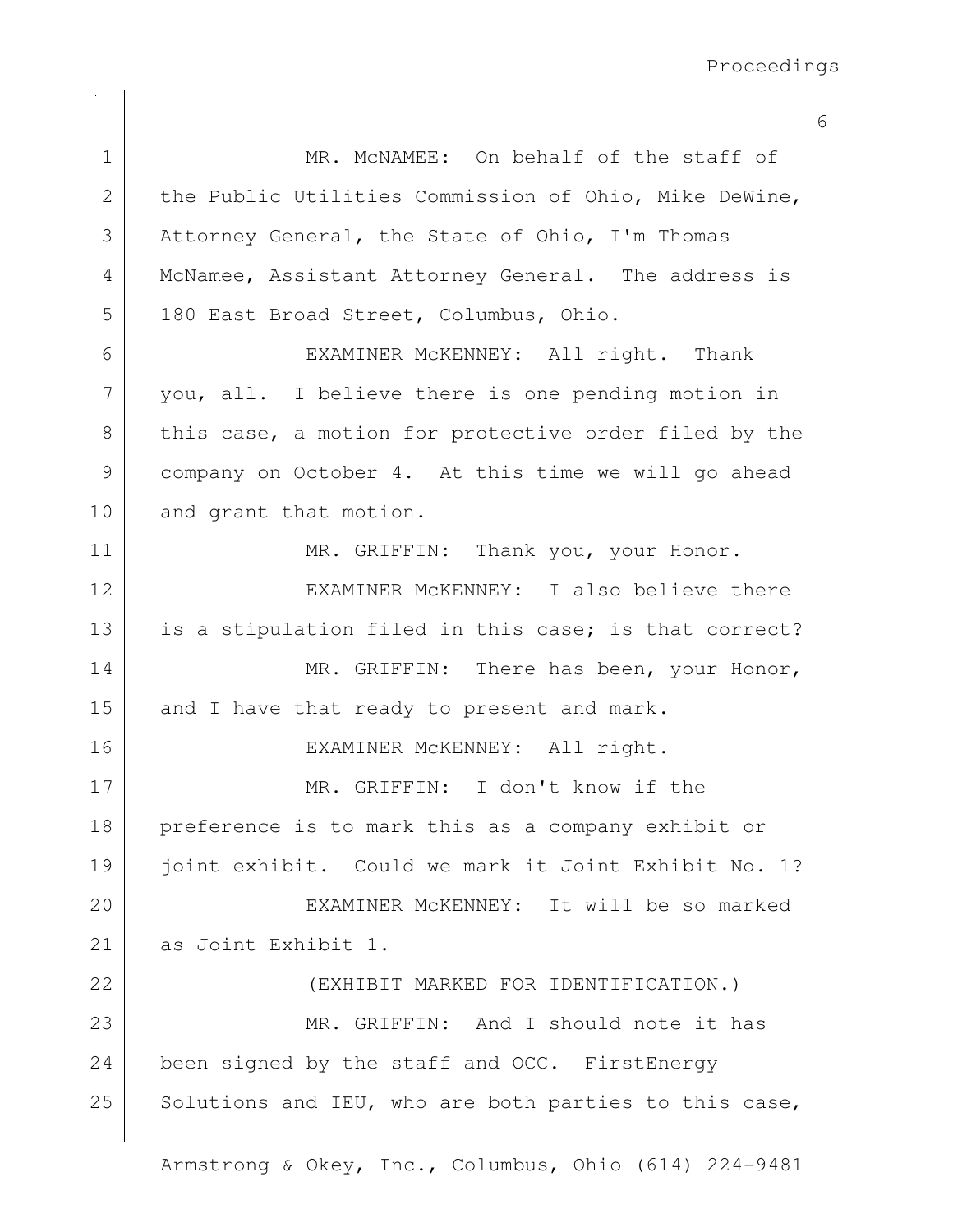MR. McNAMEE: On behalf of the staff of the Public Utilities Commission of Ohio, Mike DeWine, Attorney General, the State of Ohio, I'm Thomas McNamee, Assistant Attorney General. The address is 180 East Broad Street, Columbus, Ohio.

EXAMINER McKENNEY: All right. Thank you, all. I believe there is one pending motion in this case, a motion for protective order filed by the company on October 4. At this time we will go ahead and grant that motion.

MR. GRIFFIN: Thank you, your Honor.

EXAMINER McKENNEY: I also believe there is a stipulation filed in this case; is that correct?

MR. GRIFFIN: There has been, your Honor, and I have that ready to present and mark.

EXAMINER McKENNEY: All right.

MR. GRIFFIN: I don't know if the preference is to mark this as a company exhibit or joint exhibit. Could we mark it Joint Exhibit No. 1?

EXAMINER McKENNEY: It will be so marked as Joint Exhibit 1.

(EXHIBIT MARKED FOR IDENTIFICATION.)

MR. GRIFFIN: And I should note it has been signed by the staff and OCC. FirstEnergy Solutions and IEU, who are both parties to this case,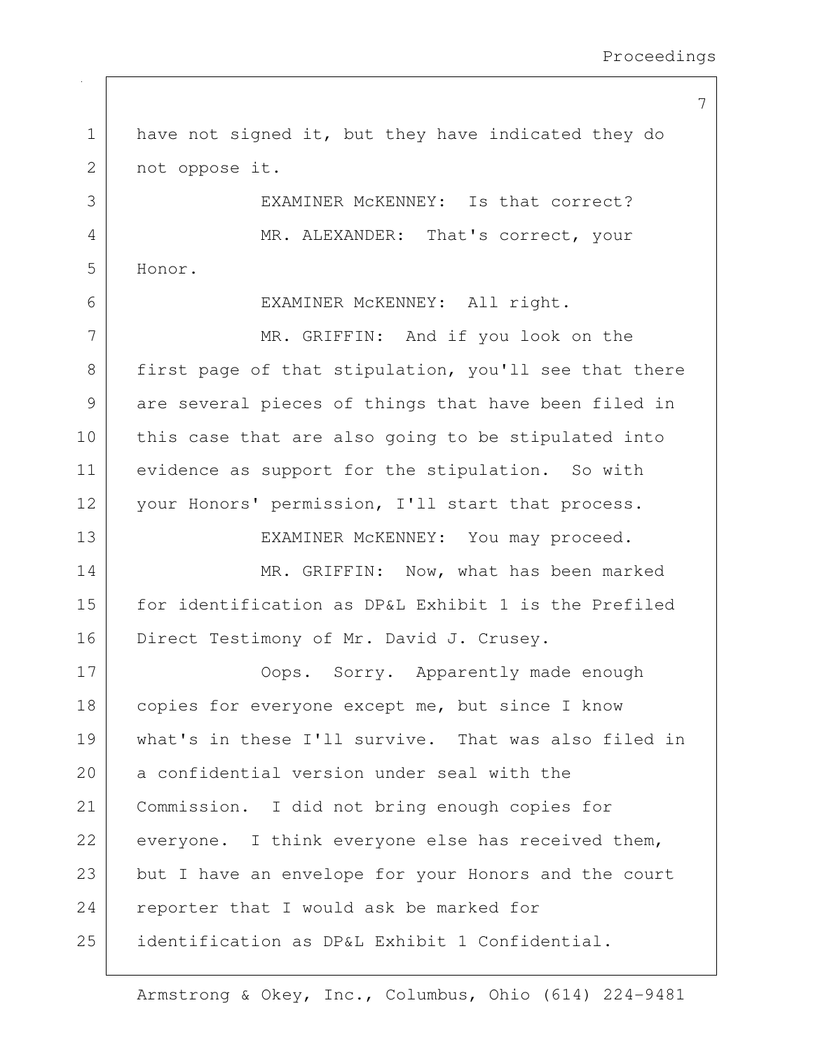have not signed it, but they have indicated they do not oppose it.

EXAMINER McKENNEY: Is that correct?

MR. ALEXANDER: That's correct, your Honor.

EXAMINER McKENNEY: All right.

MR. GRIFFIN: And if you look on the first page of that stipulation, you'll see that there are several pieces of things that have been filed in this case that are also going to be stipulated into evidence as support for the stipulation. So with your Honors' permission, I'll start that process.

EXAMINER McKENNEY: You may proceed.

MR. GRIFFIN: Now, what has been marked for identification as DP&L Exhibit 1 is the Prefiled Direct Testimony of Mr. David J. Crusey.

Oops. Sorry. Apparently made enough copies for everyone except me, but since I know what's in these I'll survive. That was also filed in a confidential version under seal with the Commission. I did not bring enough copies for everyone. I think everyone else has received them, but I have an envelope for your Honors and the court reporter that I would ask be marked for identification as DP&L Exhibit 1 Confidential.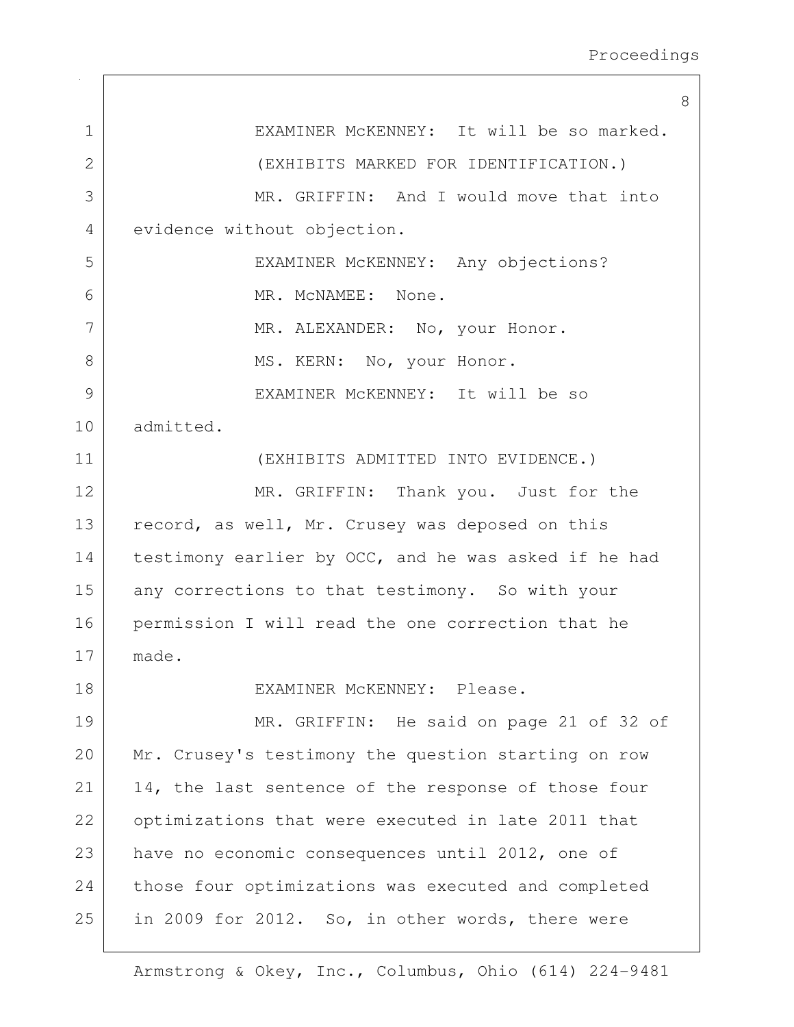EXAMINER McKENNEY: It will be so marked.

(EXHIBITS MARKED FOR IDENTIFICATION.)

MR. GRIFFIN: And I would move that into evidence without objection.

EXAMINER McKENNEY: Any objections?

MR. McNAMEE: None.

MR. ALEXANDER: No, your Honor.

MS. KERN: No, your Honor.

EXAMINER McKENNEY: It will be so admitted.

(EXHIBITS ADMITTED INTO EVIDENCE.)

MR. GRIFFIN: Thank you. Just for the record, as well, Mr. Crusey was deposed on this testimony earlier by OCC, and he was asked if he had any corrections to that testimony. So with your permission I will read the one correction that he made.

EXAMINER McKENNEY: Please.

MR. GRIFFIN: He said on page 21 of 32 of Mr. Crusey's testimony the question starting on row 14, the last sentence of the response of those four optimizations that were executed in late 2011 that have no economic consequences until 2012, one of those four optimizations was executed and completed in 2009 for 2012. So, in other words, there were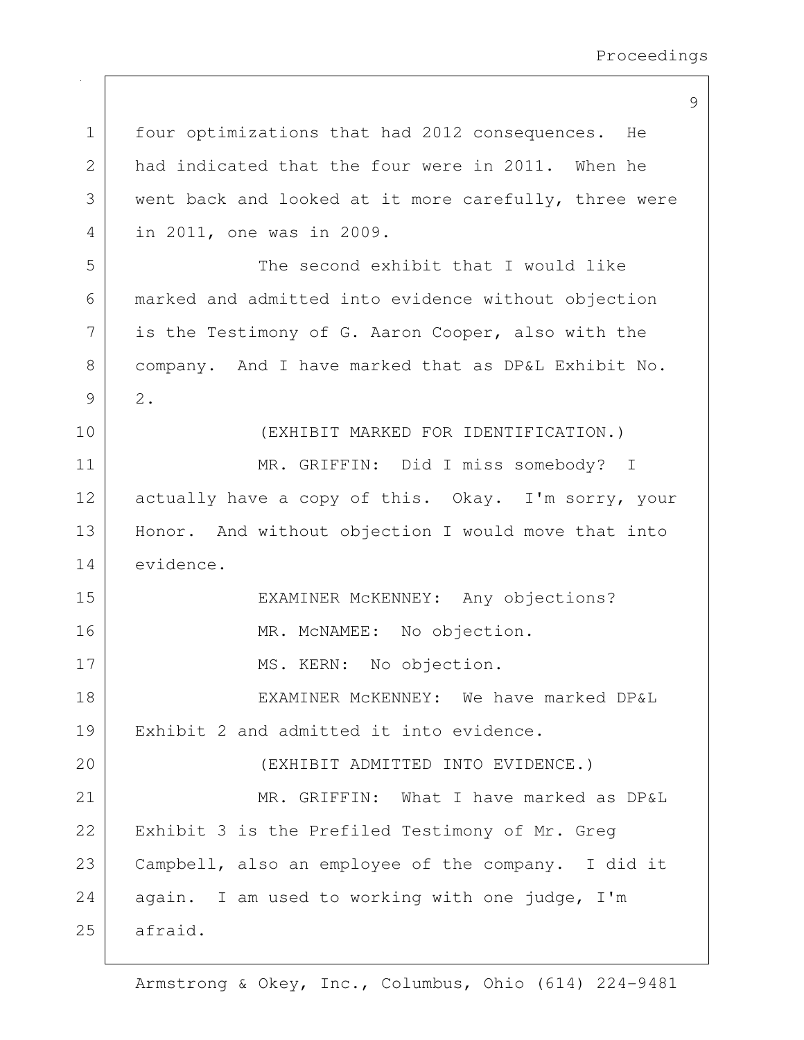four optimizations that had 2012 consequences. He had indicated that the four were in 2011. When he went back and looked at it more carefully, three were in 2011, one was in 2009.

The second exhibit that I would like marked and admitted into evidence without objection is the Testimony of G. Aaron Cooper, also with the company. And I have marked that as DP&L Exhibit No. 2.

(EXHIBIT MARKED FOR IDENTIFICATION.)

MR. GRIFFIN: Did I miss somebody? I actually have a copy of this. Okay. I'm sorry, your Honor. And without objection I would move that into evidence.

EXAMINER McKENNEY: Any objections?

MR. McNAMEE: No objection.

MS. KERN: No objection.

EXAMINER McKENNEY: We have marked DP&L Exhibit 2 and admitted it into evidence.

(EXHIBIT ADMITTED INTO EVIDENCE.)

MR. GRIFFIN: What I have marked as DP&L Exhibit 3 is the Prefiled Testimony of Mr. Greg Campbell, also an employee of the company. I did it again. I am used to working with one judge, I'm afraid.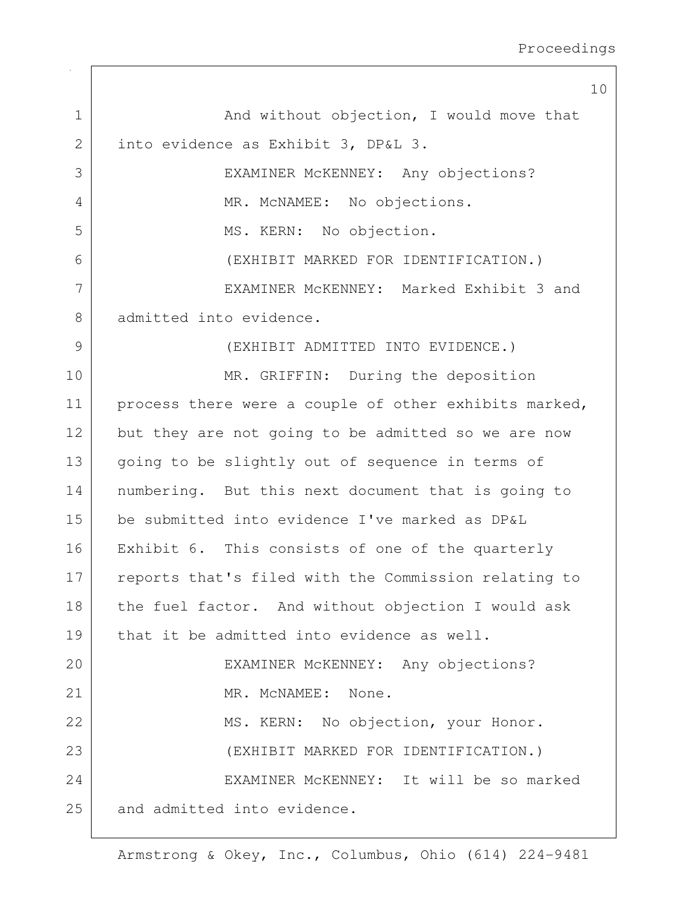1 And without objection, I would move that
2 into evidence as Exhibit 3, DP&L 3.
3 EXAMINER McKENNEY: Any objections?
4 MR. McNAMEE: No objections.
5 MS. KERN: No objection.
6 (EXHIBIT MARKED FOR IDENTIFICATION.)
7 EXAMINER McKENNEY: Marked Exhibit 3 and
8 admitted into evidence.
9 (EXHIBIT ADMITTED INTO EVIDENCE.)
10 MR. GRIFFIN: During the deposition
11 process there were a couple of other exhibits marked,
12 but they are not going to be admitted so we are now
13 going to be slightly out of sequence in terms of
14 numbering. But this next document that is going to
15 be submitted into evidence I've marked as DP&L
16 Exhibit 6. This consists of one of the quarterly
17 reports that's filed with the Commission relating to
18 the fuel factor. And without objection I would ask
19 that it be admitted into evidence as well.
20 EXAMINER McKENNEY: Any objections?
21 MR. McNAMEE: None.
22 MS. KERN: No objection, your Honor.
23 (EXHIBIT MARKED FOR IDENTIFICATION.)
24 EXAMINER McKENNEY: It will be so marked
25 and admitted into evidence.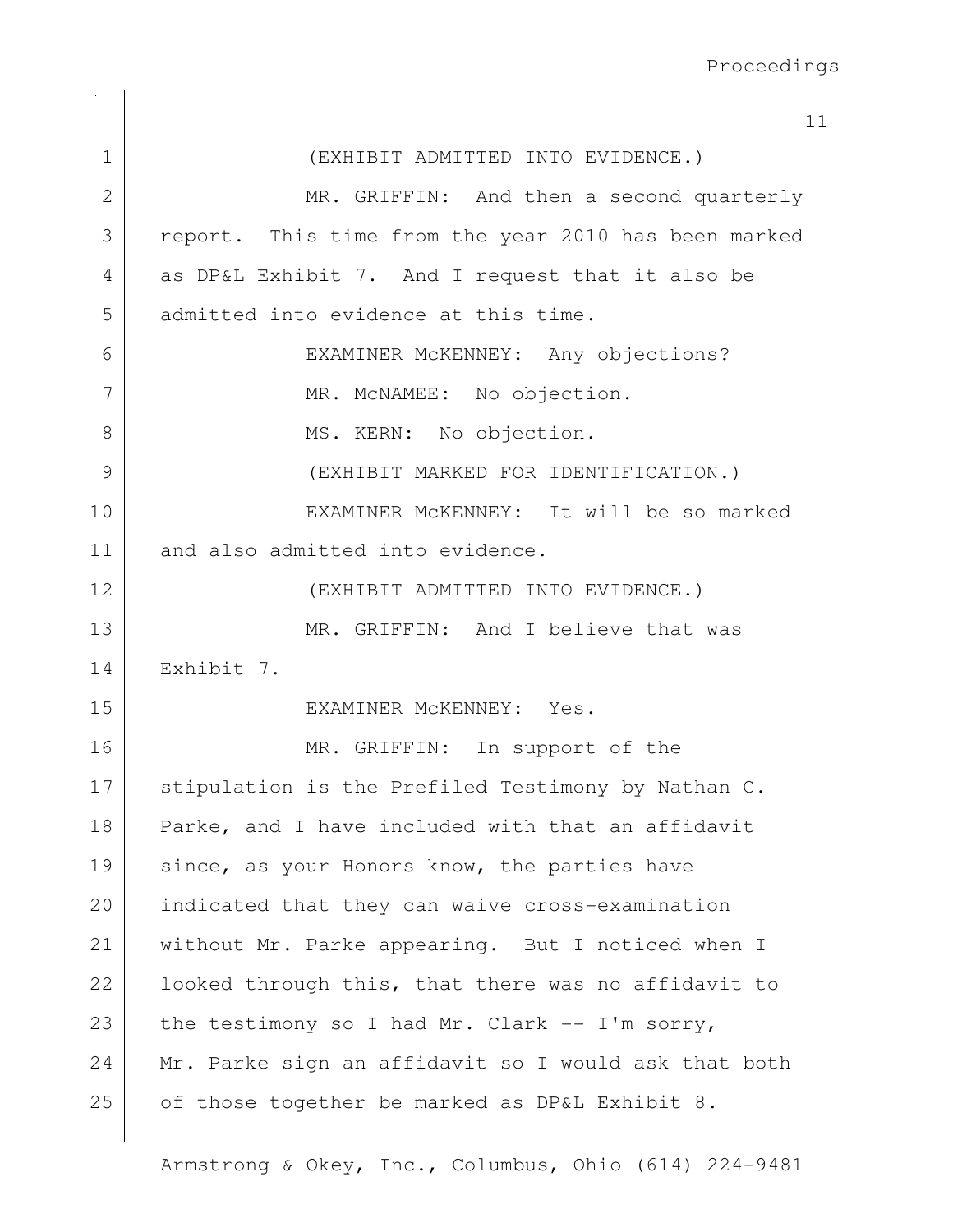(EXHIBIT ADMITTED INTO EVIDENCE.)

MR. GRIFFIN: And then a second quarterly report. This time from the year 2010 has been marked as DP&L Exhibit 7. And I request that it also be admitted into evidence at this time.

EXAMINER McKENNEY: Any objections?

MR. McNAMEE: No objection.

MS. KERN: No objection.

(EXHIBIT MARKED FOR IDENTIFICATION.)

EXAMINER McKENNEY: It will be so marked and also admitted into evidence.

(EXHIBIT ADMITTED INTO EVIDENCE.)

MR. GRIFFIN: And I believe that was Exhibit 7.

EXAMINER McKENNEY: Yes.

MR. GRIFFIN: In support of the stipulation is the Prefiled Testimony by Nathan C. Parke, and I have included with that an affidavit since, as your Honors know, the parties have indicated that they can waive cross-examination without Mr. Parke appearing. But I noticed when I looked through this, that there was no affidavit to the testimony so I had Mr. Clark -- I'm sorry, Mr. Parke sign an affidavit so I would ask that both of those together be marked as DP&L Exhibit 8.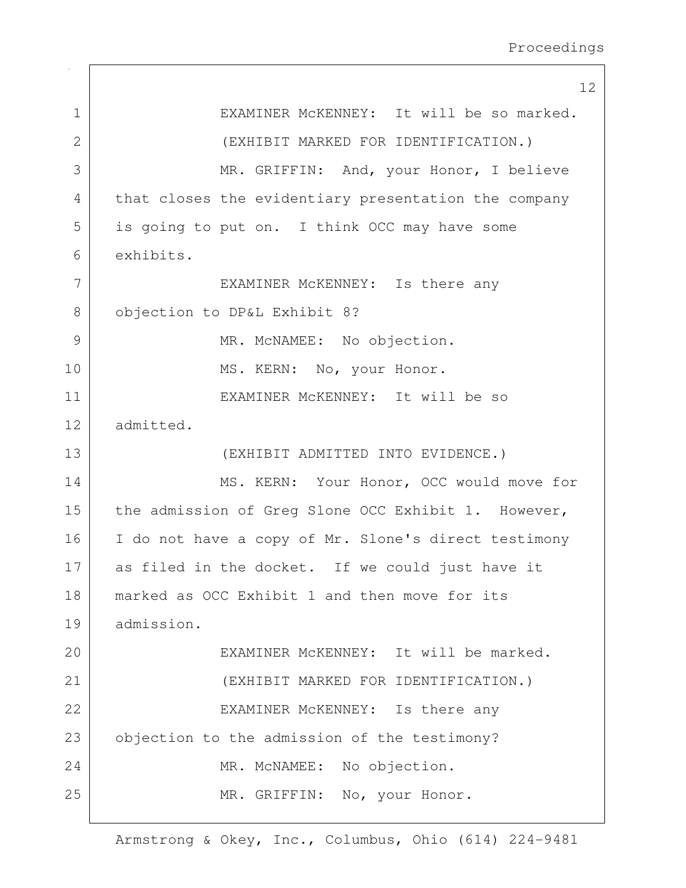EXAMINER McKENNEY: It will be so marked.

(EXHIBIT MARKED FOR IDENTIFICATION.)

MR. GRIFFIN: And, your Honor, I believe that closes the evidentiary presentation the company is going to put on. I think OCC may have some exhibits.

EXAMINER McKENNEY: Is there any objection to DP&L Exhibit 8?

MR. McNAMEE: No objection.

MS. KERN: No, your Honor.

EXAMINER McKENNEY: It will be so admitted.

(EXHIBIT ADMITTED INTO EVIDENCE.)

MS. KERN: Your Honor, OCC would move for the admission of Greg Slone OCC Exhibit 1. However, I do not have a copy of Mr. Slone's direct testimony as filed in the docket. If we could just have it marked as OCC Exhibit 1 and then move for its admission.

EXAMINER McKENNEY: It will be marked.

(EXHIBIT MARKED FOR IDENTIFICATION.)

EXAMINER McKENNEY: Is there any objection to the admission of the testimony?

MR. McNAMEE: No objection.

MR. GRIFFIN: No, your Honor.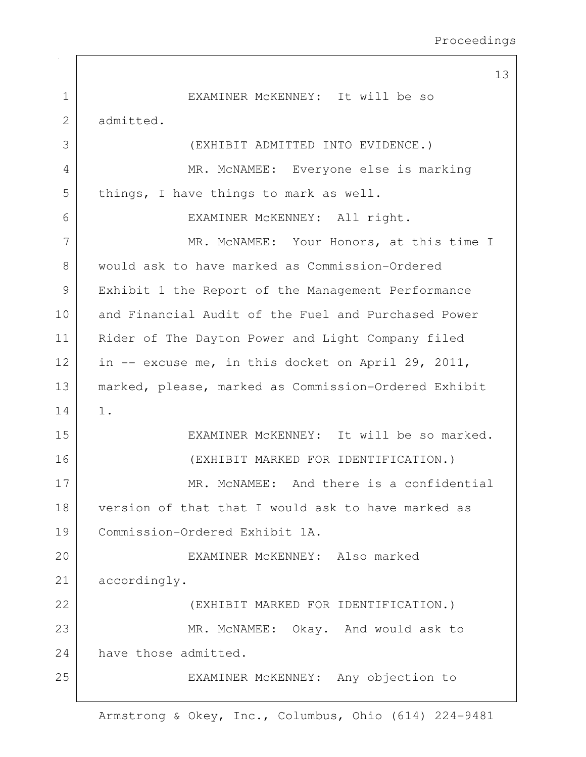EXAMINER McKENNEY: It will be so admitted.

(EXHIBIT ADMITTED INTO EVIDENCE.)

MR. McNAMEE: Everyone else is marking things, I have things to mark as well.

EXAMINER McKENNEY: All right.

MR. McNAMEE: Your Honors, at this time I would ask to have marked as Commission-Ordered Exhibit 1 the Report of the Management Performance and Financial Audit of the Fuel and Purchased Power Rider of The Dayton Power and Light Company filed in -- excuse me, in this docket on April 29, 2011, marked, please, marked as Commission-Ordered Exhibit 1.

EXAMINER McKENNEY: It will be so marked.

(EXHIBIT MARKED FOR IDENTIFICATION.)

MR. McNAMEE: And there is a confidential version of that that I would ask to have marked as Commission-Ordered Exhibit 1A.

EXAMINER McKENNEY: Also marked accordingly.

(EXHIBIT MARKED FOR IDENTIFICATION.)

MR. McNAMEE: Okay. And would ask to have those admitted.

EXAMINER McKENNEY: Any objection to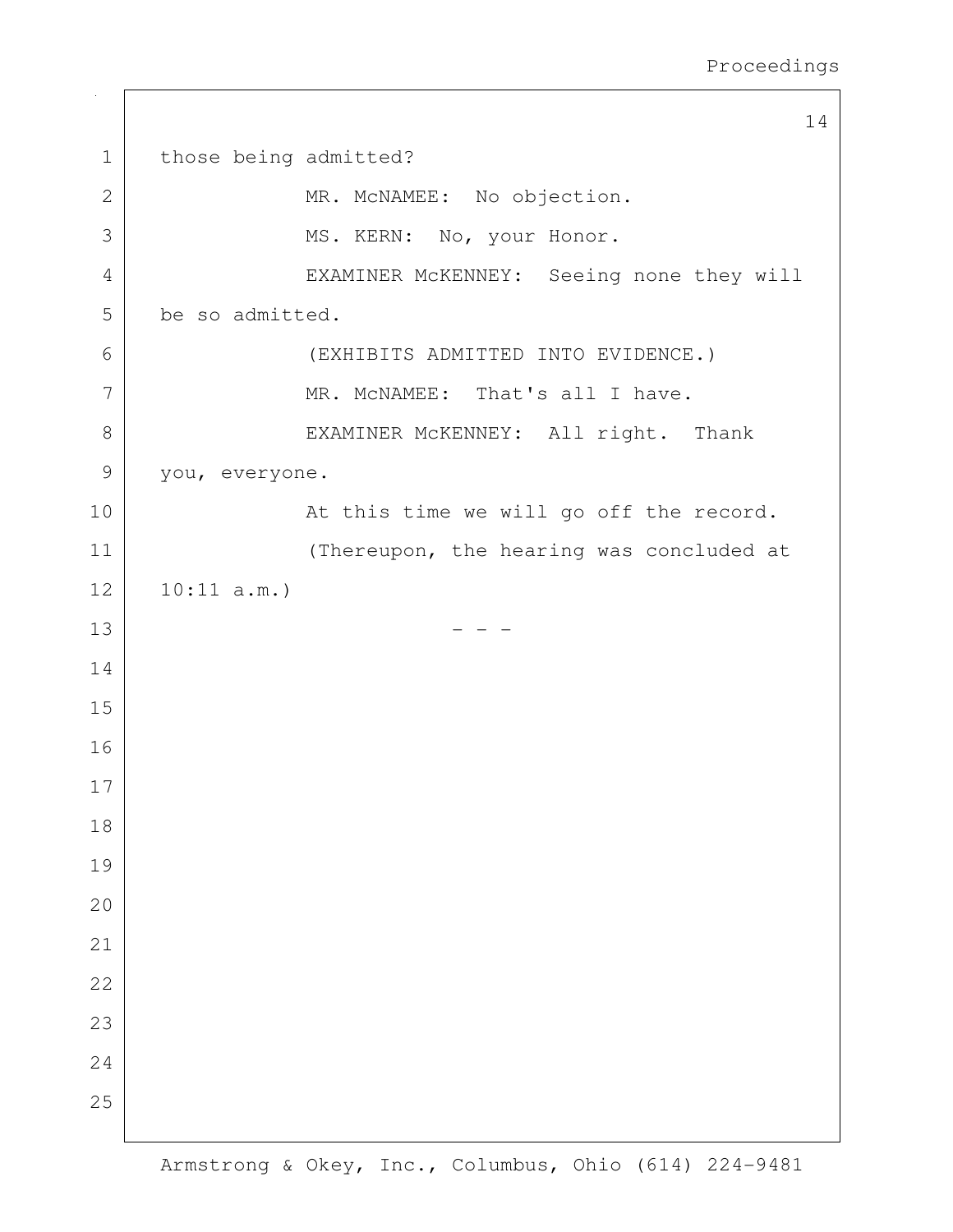those being admitted?

MR. McNAMEE: No objection.

MS. KERN: No, your Honor.

EXAMINER McKENNEY: Seeing none they will be so admitted.

(EXHIBITS ADMITTED INTO EVIDENCE.)

MR. McNAMEE: That's all I have.

EXAMINER McKENNEY: All right. Thank you, everyone.

At this time we will go off the record.

(Thereupon, the hearing was concluded at 10:11 a.m.)

\- - -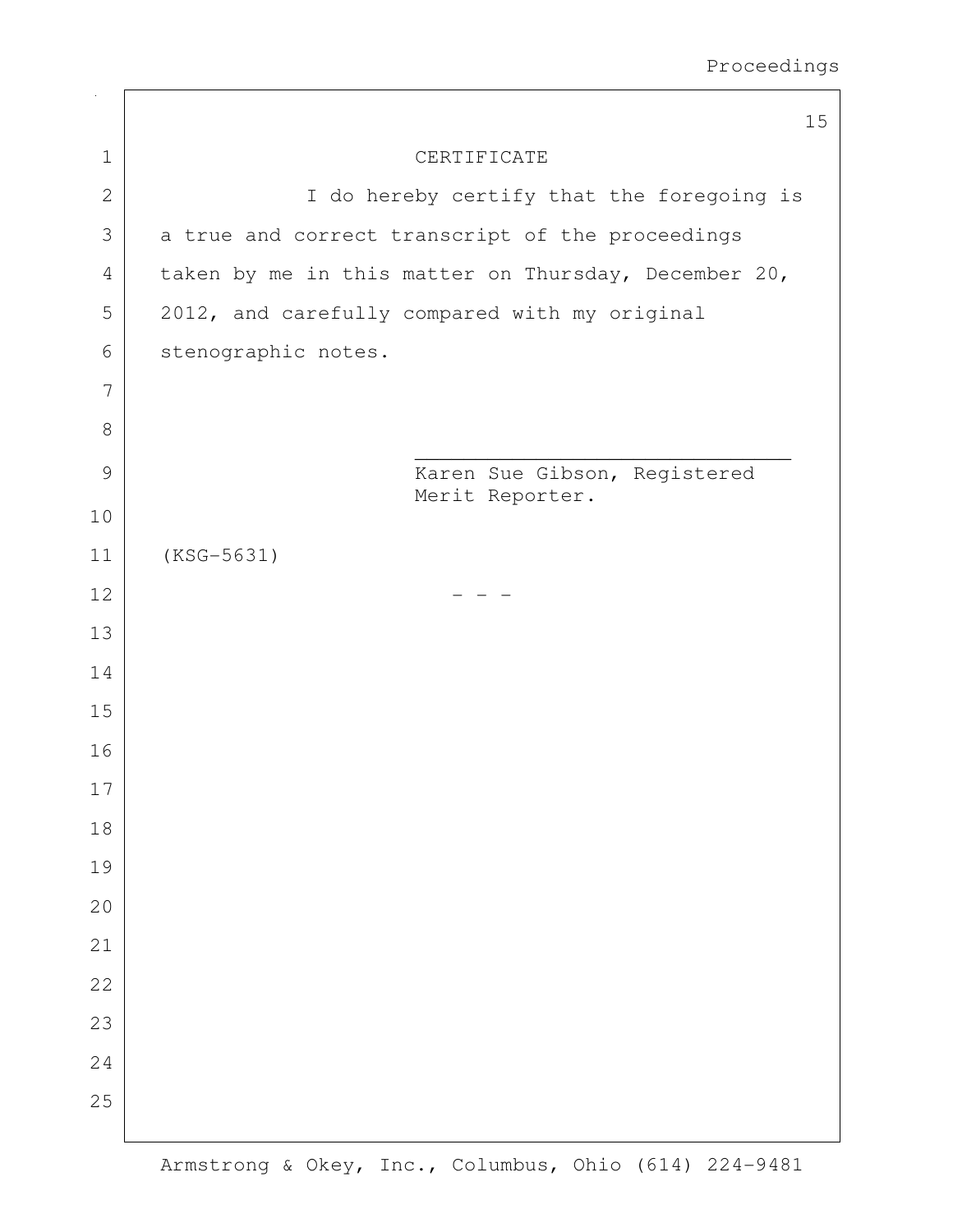# CERTIFICATE

I do hereby certify that the foregoing is a true and correct transcript of the proceedings taken by me in this matter on Thursday, December 20, 2012, and carefully compared with my original stenographic notes.

_______________________________
Karen Sue Gibson, Registered Merit Reporter.

(KSG-5631)

\- - -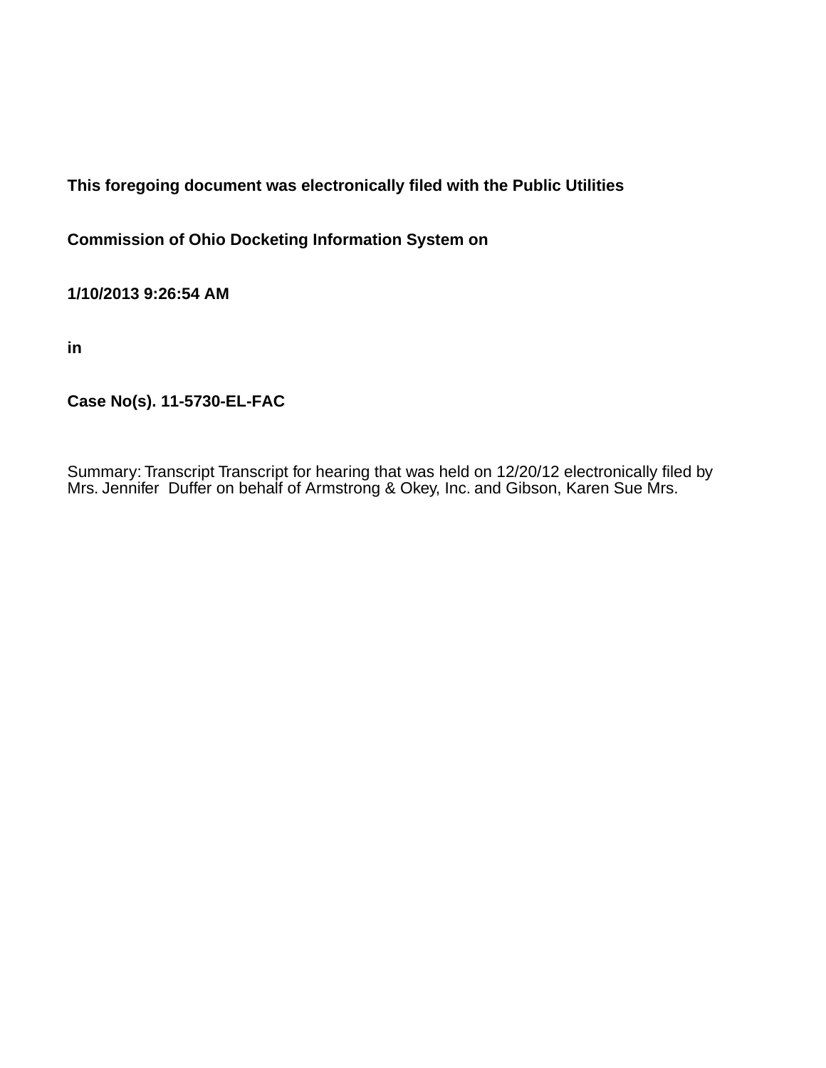**This foregoing document was electronically filed with the Public Utilities**

**Commission of Ohio Docketing Information System on**

**1/10/2013 9:26:54 AM**

**in**

**Case No(s). 11-5730-EL-FAC**

Summary: Transcript Transcript for hearing that was held on 12/20/12 electronically filed by Mrs. Jennifer Duffer on behalf of Armstrong & Okey, Inc. and Gibson, Karen Sue Mrs.